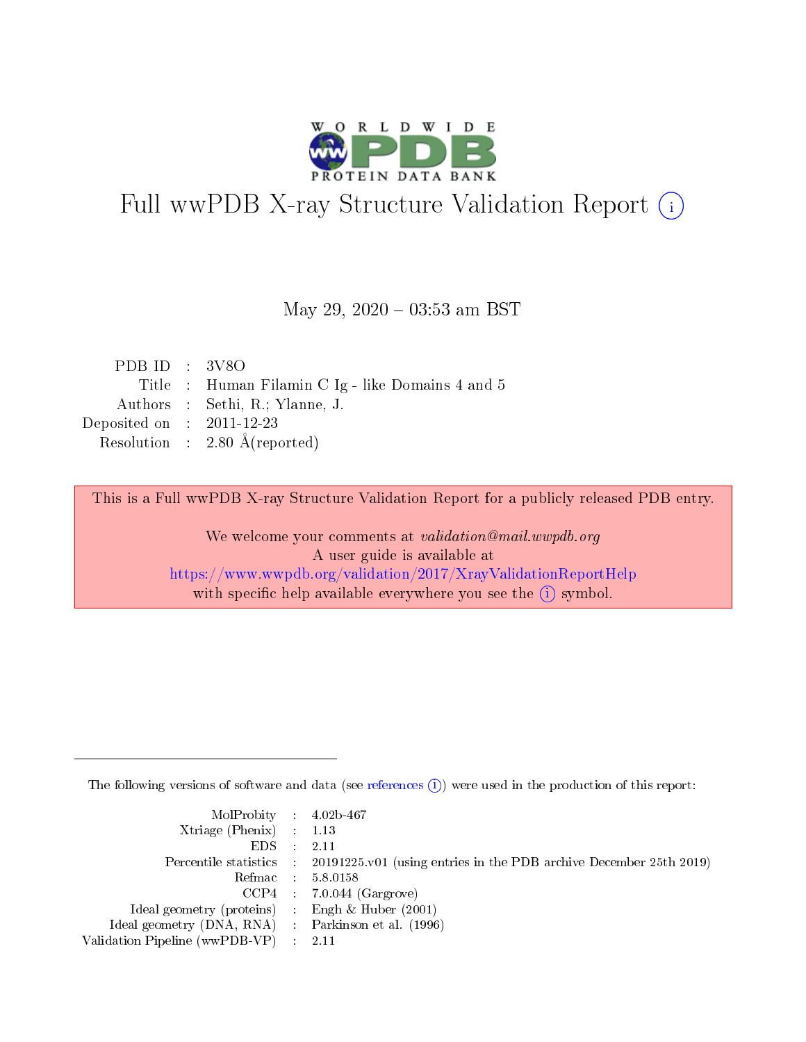# Full wwPDB X-ray Structure Validation Report (i)

May 29, 2020 – 03:53 am BST

| | | |
|---|---|---|
| PDB ID | : | 3V8O |
| Title | : | Human Filamin C Ig - like Domains 4 and 5 |
| Authors | : | Sethi, R.; Ylanne, J. |
| Deposited on | : | 2011-12-23 |
| Resolution | : | 2.80 Å(reported) |

This is a Full wwPDB X-ray Structure Validation Report for a publicly released PDB entry.

We welcome your comments at *validation@mail.wwpdb.org*
A user guide is available at
https://www.wwpdb.org/validation/2017/XrayValidationReportHelp
with specific help available everywhere you see the (i) symbol.

---

The following versions of software and data (see references (i)) were used in the production of this report:

| | | |
|---|---|---|
| MolProbity | : | 4.02b-467 |
| Xtriage (Phenix) | : | 1.13 |
| EDS | : | 2.11 |
| Percentile statistics | : | 20191225.v01 (using entries in the PDB archive December 25th 2019) |
| Refmac | : | 5.8.0158 |
| CCP4 | : | 7.0.044 (Gargrove) |
| Ideal geometry (proteins) | : | Engh & Huber (2001) |
| Ideal geometry (DNA, RNA) | : | Parkinson et al. (1996) |
| Validation Pipeline (wwPDB-VP) | : | 2.11 |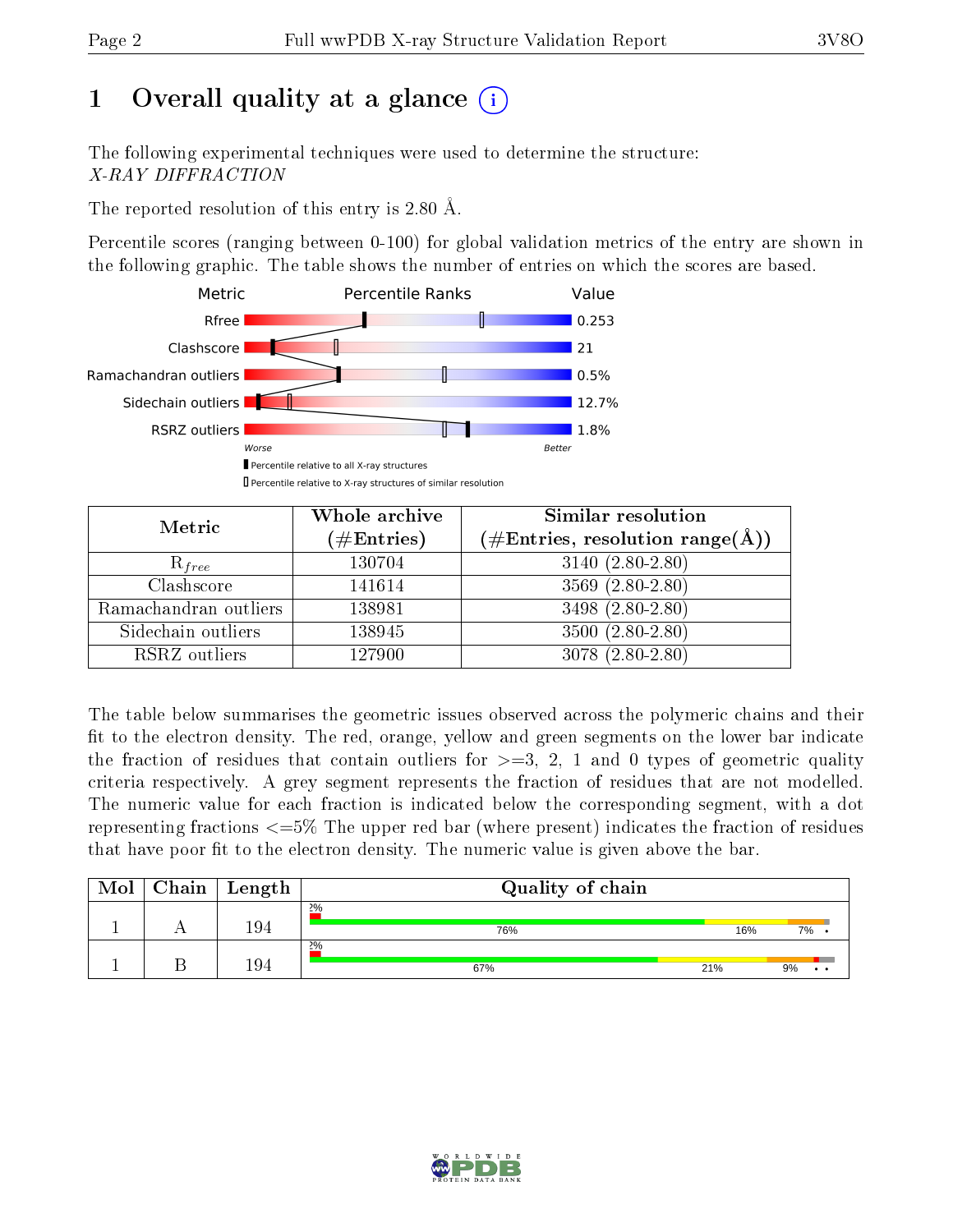# 1 Overall quality at a glance (i)

The following experimental techniques were used to determine the structure:
*X-RAY DIFFRACTION*

The reported resolution of this entry is 2.80 Å.

Percentile scores (ranging between 0-100) for global validation metrics of the entry are shown in the following graphic. The table shows the number of entries on which the scores are based.

| Metric | Value |
|---|---|
| Rfree | 0.253 |
| Clashscore | 21 |
| Ramachandran outliers | 0.5% |
| Sidechain outliers | 12.7% |
| RSRZ outliers | 1.8% |

Worse — Better

▮ Percentile relative to all X-ray structures
▯ Percentile relative to X-ray structures of similar resolution

| Metric | Whole archive (#Entries) | Similar resolution (#Entries, resolution range(Å)) |
|---|---|---|
| $R_{free}$ | 130704 | 3140 (2.80-2.80) |
| Clashscore | 141614 | 3569 (2.80-2.80) |
| Ramachandran outliers | 138981 | 3498 (2.80-2.80) |
| Sidechain outliers | 138945 | 3500 (2.80-2.80) |
| RSRZ outliers | 127900 | 3078 (2.80-2.80) |

The table below summarises the geometric issues observed across the polymeric chains and their fit to the electron density. The red, orange, yellow and green segments on the lower bar indicate the fraction of residues that contain outliers for >=3, 2, 1 and 0 types of geometric quality criteria respectively. A grey segment represents the fraction of residues that are not modelled. The numeric value for each fraction is indicated below the corresponding segment, with a dot representing fractions <=5% The upper red bar (where present) indicates the fraction of residues that have poor fit to the electron density. The numeric value is given above the bar.

| Mol | Chain | Length | Quality of chain |
|---|---|---|---|
| 1 | A | 194 | 2%; 76%, 16%, 7%, • |
| 1 | B | 194 | 2%; 67%, 21%, 9%, • • |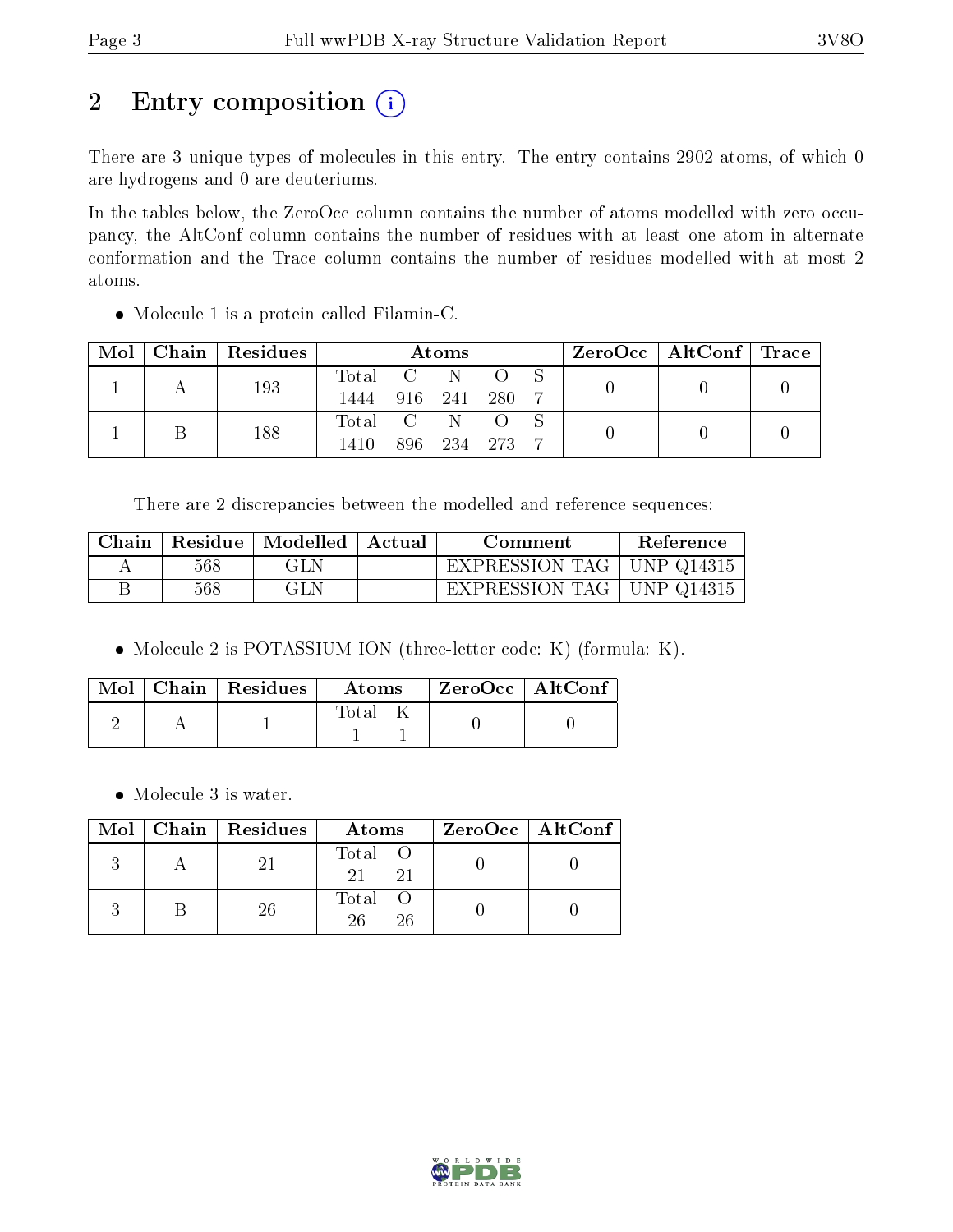# 2 Entry composition (i)

There are 3 unique types of molecules in this entry. The entry contains 2902 atoms, of which 0 are hydrogens and 0 are deuteriums.

In the tables below, the ZeroOcc column contains the number of atoms modelled with zero occupancy, the AltConf column contains the number of residues with at least one atom in alternate conformation and the Trace column contains the number of residues modelled with at most 2 atoms.

- Molecule 1 is a protein called Filamin-C.

| Mol | Chain | Residues | Atoms | | | | | ZeroOcc | AltConf | Trace |
|---|---|---|---|---|---|---|---|---|---|---|
| 1 | A | 193 | Total 1444 | C 916 | N 241 | O 280 | S 7 | 0 | 0 | 0 |
| 1 | B | 188 | Total 1410 | C 896 | N 234 | O 273 | S 7 | 0 | 0 | 0 |

There are 2 discrepancies between the modelled and reference sequences:

| Chain | Residue | Modelled | Actual | Comment | Reference |
|---|---|---|---|---|---|
| A | 568 | GLN | - | EXPRESSION TAG | UNP Q14315 |
| B | 568 | GLN | - | EXPRESSION TAG | UNP Q14315 |

- Molecule 2 is POTASSIUM ION (three-letter code: K) (formula: K).

| Mol | Chain | Residues | Atoms | | ZeroOcc | AltConf |
|---|---|---|---|---|---|---|
| 2 | A | 1 | Total 1 | K 1 | 0 | 0 |

- Molecule 3 is water.

| Mol | Chain | Residues | Atoms | | ZeroOcc | AltConf |
|---|---|---|---|---|---|---|
| 3 | A | 21 | Total 21 | O 21 | 0 | 0 |
| 3 | B | 26 | Total 26 | O 26 | 0 | 0 |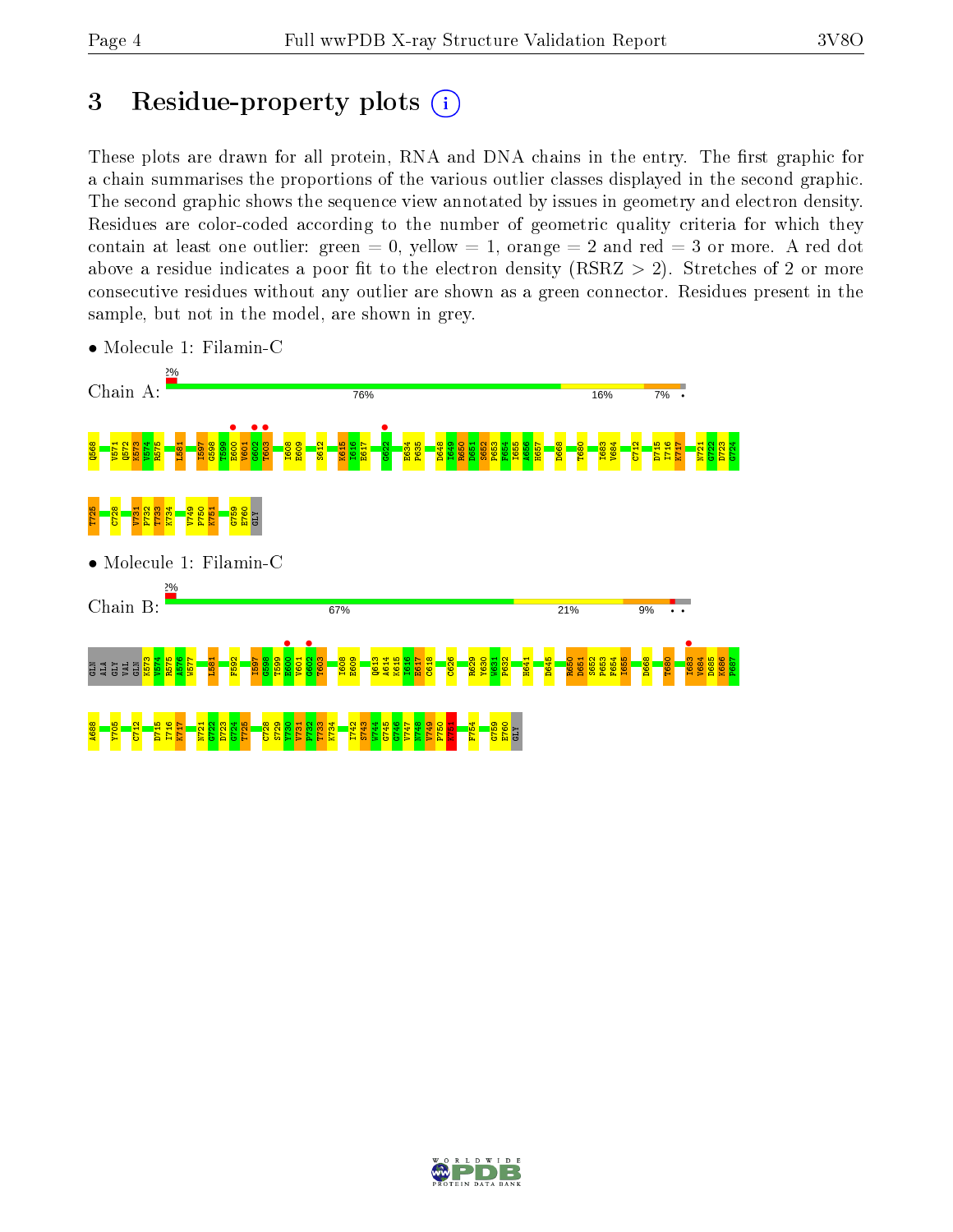# 3 Residue-property plots

These plots are drawn for all protein, RNA and DNA chains in the entry. The first graphic for a chain summarises the proportions of the various outlier classes displayed in the second graphic. The second graphic shows the sequence view annotated by issues in geometry and electron density. Residues are color-coded according to the number of geometric quality criteria for which they contain at least one outlier: green = 0, yellow = 1, orange = 2 and red = 3 or more. A red dot above a residue indicates a poor fit to the electron density (RSRZ > 2). Stretches of 2 or more consecutive residues without any outlier are shown as a green connector. Residues present in the sample, but not in the model, are shown in grey.

- Molecule 1: Filamin-C

Chain A: 2% | 76% | 16% | 7% | •

Q568 V571 Q572 K573 V574 R575 L581 I597 G598 T599 E600 V601 G602 T603 I608 E609 S612 K615 I616 E617 G622 E634 F635 D648 I649 R650 D651 S652 P653 F654 I655 A656 H657 D668 T680 I683 V684 C712 D715 I716 K717 N721 G722 D723 G724 T725 C728 V731 P732 T733 K734 V749 P750 K751 G759 E760 GLY

- Molecule 1: Filamin-C

Chain B: 2% | 67% | 21% | 9% | • •

GLN ALA GLY VAL GLN K573 V574 R575 A576 W577 L581 F592 I597 G598 T599 E600 V601 G602 T603 I608 E609 Q613 A614 K615 I616 E617 C618 C626 R629 V630 W631 P632 H641 D645 R650 D651 S652 P653 F654 I655 D668 T680 I683 V684 D685 K686 F687 A688 Y705 C712 D715 I716 K717 N721 G722 D723 G724 T725 C728 S729 V730 V731 P732 T733 K734 I742 S743 W744 G745 G746 V747 N748 V749 P750 K751 F754 G759 E760 GLY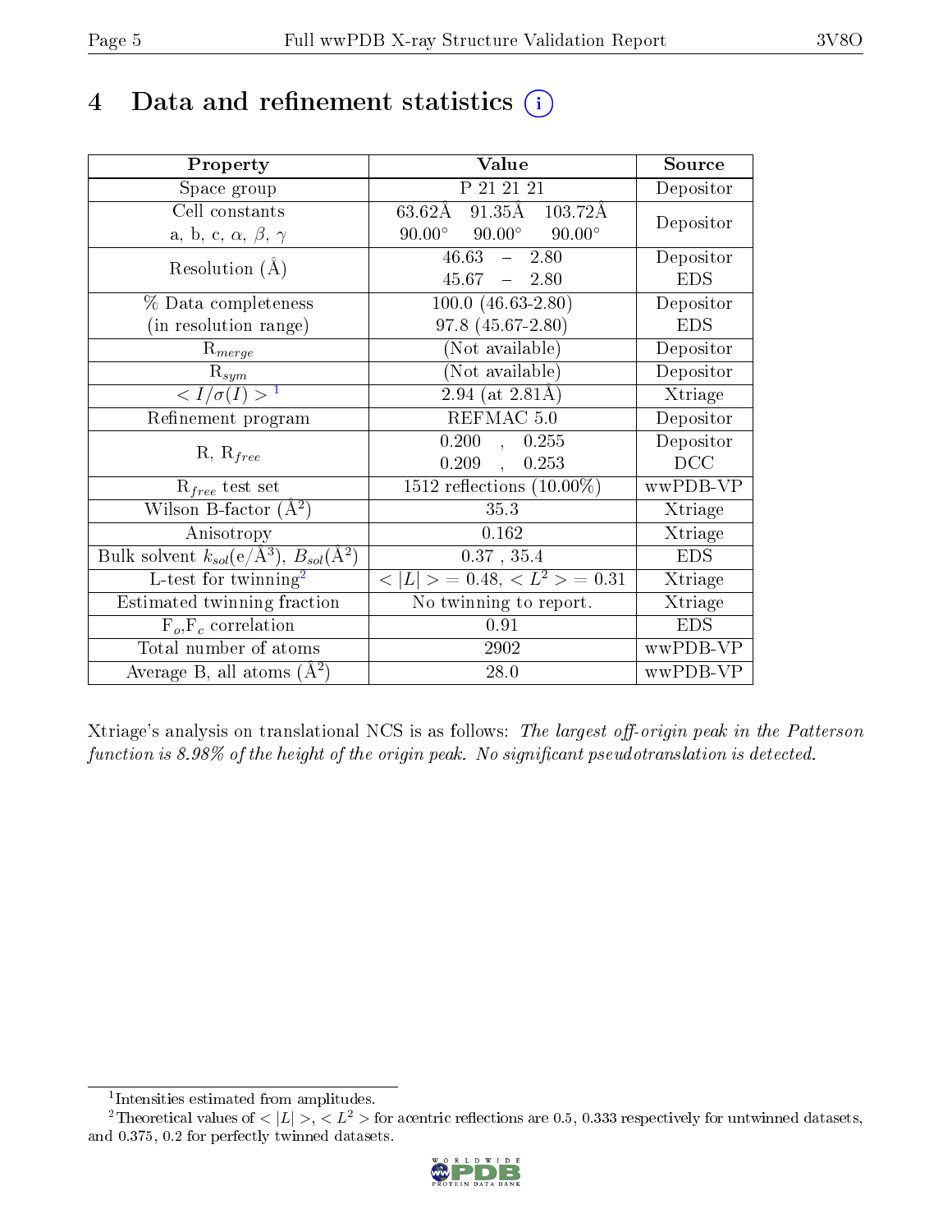# 4 Data and refinement statistics (i)

| Property | Value | Source |
|---|---|---|
| Space group | P 21 21 21 | Depositor |
| Cell constants<br>a, b, c, $\alpha$, $\beta$, $\gamma$ | 63.62Å 91.35Å 103.72Å<br>90.00° 90.00° 90.00° | Depositor |
| Resolution (Å) | 46.63 – 2.80<br>45.67 – 2.80 | Depositor<br>EDS |
| % Data completeness<br>(in resolution range) | 100.0 (46.63-2.80)<br>97.8 (45.67-2.80) | Depositor<br>EDS |
| $R_{merge}$ | (Not available) | Depositor |
| $R_{sym}$ | (Not available) | Depositor |
| $< I/\sigma(I) >$ [1] | 2.94 (at 2.81Å) | Xtriage |
| Refinement program | REFMAC 5.0 | Depositor |
| R, $R_{free}$ | 0.200 , 0.255<br>0.209 , 0.253 | Depositor<br>DCC |
| $R_{free}$ test set | 1512 reflections (10.00%) | wwPDB-VP |
| Wilson B-factor (Å$^2$) | 35.3 | Xtriage |
| Anisotropy | 0.162 | Xtriage |
| Bulk solvent $k_{sol}$(e/Å$^3$), $B_{sol}$(Å$^2$) | 0.37 , 35.4 | EDS |
| L-test for twinning[2] | $< \vert L \vert > = 0.48$, $< L^2 > = 0.31$ | Xtriage |
| Estimated twinning fraction | No twinning to report. | Xtriage |
| $F_o$,$F_c$ correlation | 0.91 | EDS |
| Total number of atoms | 2902 | wwPDB-VP |
| Average B, all atoms (Å$^2$) | 28.0 | wwPDB-VP |

Xtriage's analysis on translational NCS is as follows: *The largest off-origin peak in the Patterson function is 8.98% of the height of the origin peak. No significant pseudotranslation is detected.*

[1] Intensities estimated from amplitudes.

[2] Theoretical values of $< |L| >$, $< L^2 >$ for acentric reflections are 0.5, 0.333 respectively for untwinned datasets, and 0.375, 0.2 for perfectly twinned datasets.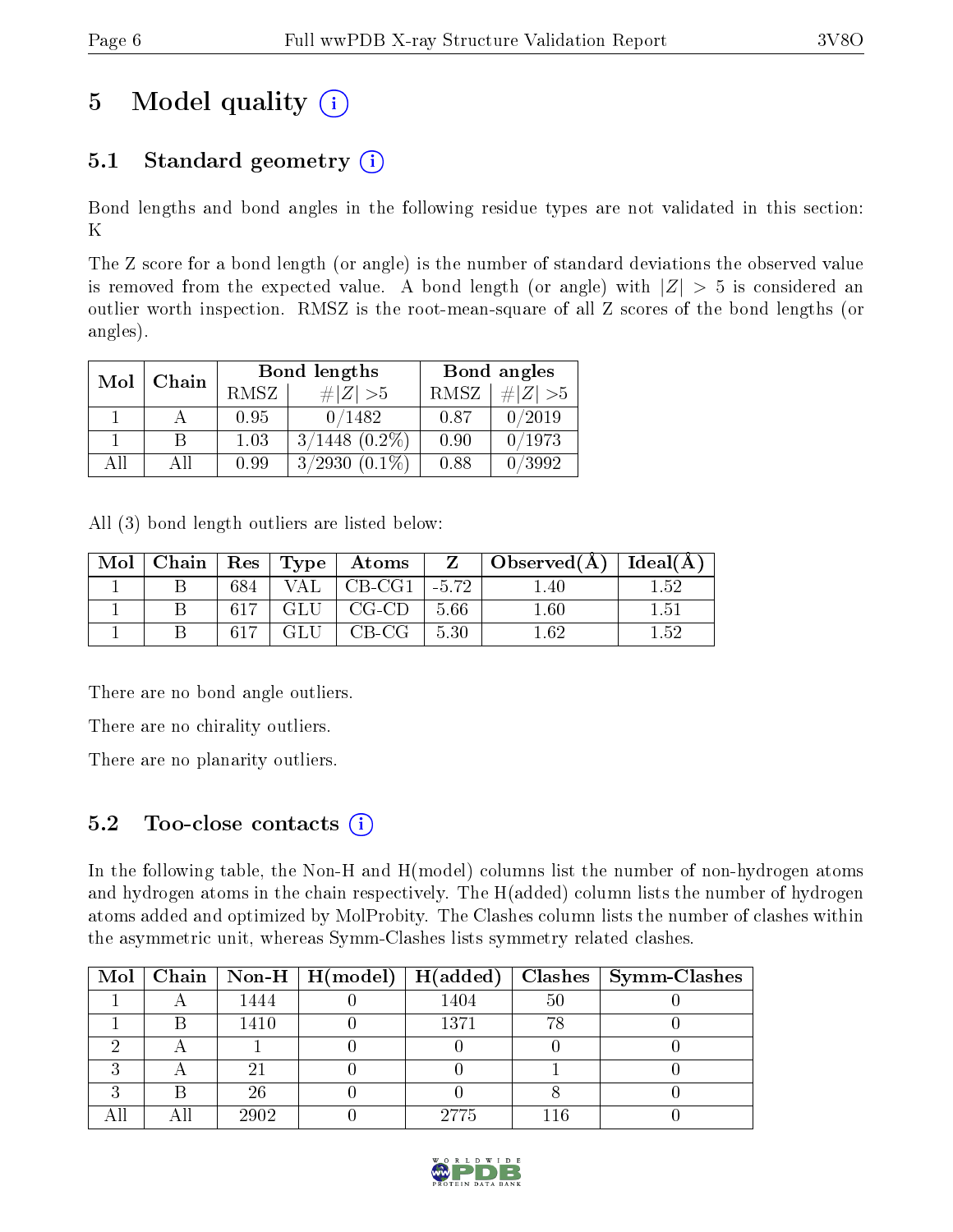# 5 Model quality (i)

## 5.1 Standard geometry (i)

Bond lengths and bond angles in the following residue types are not validated in this section: K

The Z score for a bond length (or angle) is the number of standard deviations the observed value is removed from the expected value. A bond length (or angle) with $|Z| > 5$ is considered an outlier worth inspection. RMSZ is the root-mean-square of all Z scores of the bond lengths (or angles).

| Mol | Chain | Bond lengths | | Bond angles | |
|---|---|---|---|---|---|
| | | RMSZ | #\|Z\| >5 | RMSZ | #\|Z\| >5 |
| 1 | A | 0.95 | 0/1482 | 0.87 | 0/2019 |
| 1 | B | 1.03 | 3/1448 (0.2%) | 0.90 | 0/1973 |
| All | All | 0.99 | 3/2930 (0.1%) | 0.88 | 0/3992 |

All (3) bond length outliers are listed below:

| Mol | Chain | Res | Type | Atoms | Z | Observed(Å) | Ideal(Å) |
|---|---|---|---|---|---|---|---|
| 1 | B | 684 | VAL | CB-CG1 | -5.72 | 1.40 | 1.52 |
| 1 | B | 617 | GLU | CG-CD | 5.66 | 1.60 | 1.51 |
| 1 | B | 617 | GLU | CB-CG | 5.30 | 1.62 | 1.52 |

There are no bond angle outliers.

There are no chirality outliers.

There are no planarity outliers.

## 5.2 Too-close contacts (i)

In the following table, the Non-H and H(model) columns list the number of non-hydrogen atoms and hydrogen atoms in the chain respectively. The H(added) column lists the number of hydrogen atoms added and optimized by MolProbity. The Clashes column lists the number of clashes within the asymmetric unit, whereas Symm-Clashes lists symmetry related clashes.

| Mol | Chain | Non-H | H(model) | H(added) | Clashes | Symm-Clashes |
|---|---|---|---|---|---|---|
| 1 | A | 1444 | 0 | 1404 | 50 | 0 |
| 1 | B | 1410 | 0 | 1371 | 78 | 0 |
| 2 | A | 1 | 0 | 0 | 0 | 0 |
| 3 | A | 21 | 0 | 0 | 1 | 0 |
| 3 | B | 26 | 0 | 0 | 8 | 0 |
| All | All | 2902 | 0 | 2775 | 116 | 0 |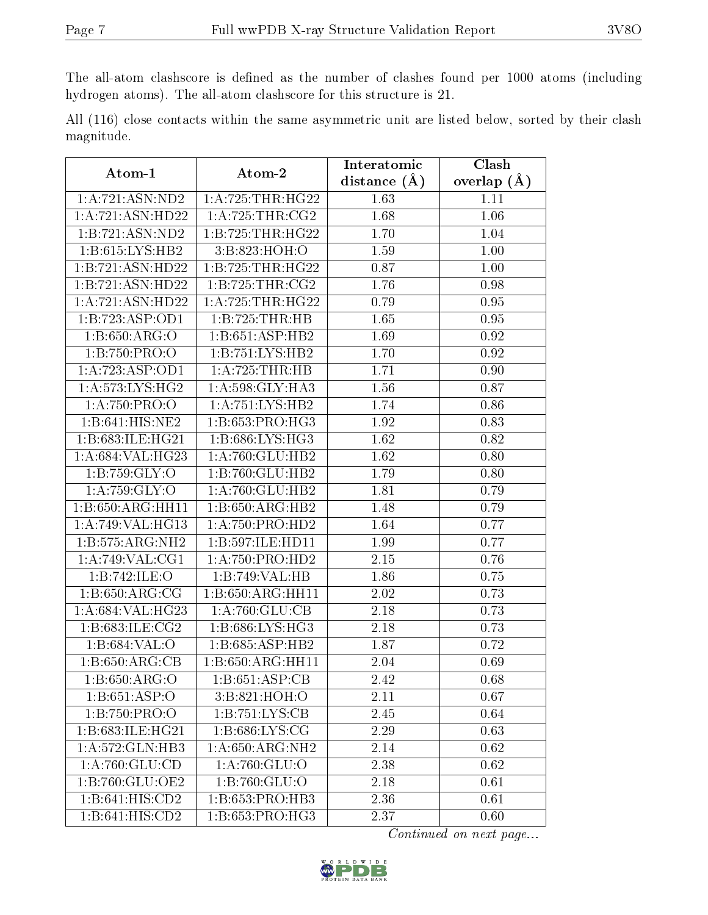The all-atom clashscore is defined as the number of clashes found per 1000 atoms (including hydrogen atoms). The all-atom clashscore for this structure is 21.

All (116) close contacts within the same asymmetric unit are listed below, sorted by their clash magnitude.

| Atom-1 | Atom-2 | Interatomic distance (Å) | Clash overlap (Å) |
|---|---|---|---|
| 1:A:721:ASN:ND2 | 1:A:725:THR:HG22 | 1.63 | 1.11 |
| 1:A:721:ASN:HD22 | 1:A:725:THR:CG2 | 1.68 | 1.06 |
| 1:B:721:ASN:ND2 | 1:B:725:THR:HG22 | 1.70 | 1.04 |
| 1:B:615:LYS:HB2 | 3:B:823:HOH:O | 1.59 | 1.00 |
| 1:B:721:ASN:HD22 | 1:B:725:THR:HG22 | 0.87 | 1.00 |
| 1:B:721:ASN:HD22 | 1:B:725:THR:CG2 | 1.76 | 0.98 |
| 1:A:721:ASN:HD22 | 1:A:725:THR:HG22 | 0.79 | 0.95 |
| 1:B:723:ASP:OD1 | 1:B:725:THR:HB | 1.65 | 0.95 |
| 1:B:650:ARG:O | 1:B:651:ASP:HB2 | 1.69 | 0.92 |
| 1:B:750:PRO:O | 1:B:751:LYS:HB2 | 1.70 | 0.92 |
| 1:A:723:ASP:OD1 | 1:A:725:THR:HB | 1.71 | 0.90 |
| 1:A:573:LYS:HG2 | 1:A:598:GLY:HA3 | 1.56 | 0.87 |
| 1:A:750:PRO:O | 1:A:751:LYS:HB2 | 1.74 | 0.86 |
| 1:B:641:HIS:NE2 | 1:B:653:PRO:HG3 | 1.92 | 0.83 |
| 1:B:683:ILE:HG21 | 1:B:686:LYS:HG3 | 1.62 | 0.82 |
| 1:A:684:VAL:HG23 | 1:A:760:GLU:HB2 | 1.62 | 0.80 |
| 1:B:759:GLY:O | 1:B:760:GLU:HB2 | 1.79 | 0.80 |
| 1:A:759:GLY:O | 1:A:760:GLU:HB2 | 1.81 | 0.79 |
| 1:B:650:ARG:HH11 | 1:B:650:ARG:HB2 | 1.48 | 0.79 |
| 1:A:749:VAL:HG13 | 1:A:750:PRO:HD2 | 1.64 | 0.77 |
| 1:B:575:ARG:NH2 | 1:B:597:ILE:HD11 | 1.99 | 0.77 |
| 1:A:749:VAL:CG1 | 1:A:750:PRO:HD2 | 2.15 | 0.76 |
| 1:B:742:ILE:O | 1:B:749:VAL:HB | 1.86 | 0.75 |
| 1:B:650:ARG:CG | 1:B:650:ARG:HH11 | 2.02 | 0.73 |
| 1:A:684:VAL:HG23 | 1:A:760:GLU:CB | 2.18 | 0.73 |
| 1:B:683:ILE:CG2 | 1:B:686:LYS:HG3 | 2.18 | 0.73 |
| 1:B:684:VAL:O | 1:B:685:ASP:HB2 | 1.87 | 0.72 |
| 1:B:650:ARG:CB | 1:B:650:ARG:HH11 | 2.04 | 0.69 |
| 1:B:650:ARG:O | 1:B:651:ASP:CB | 2.42 | 0.68 |
| 1:B:651:ASP:O | 3:B:821:HOH:O | 2.11 | 0.67 |
| 1:B:750:PRO:O | 1:B:751:LYS:CB | 2.45 | 0.64 |
| 1:B:683:ILE:HG21 | 1:B:686:LYS:CG | 2.29 | 0.63 |
| 1:A:572:GLN:HB3 | 1:A:650:ARG:NH2 | 2.14 | 0.62 |
| 1:A:760:GLU:CD | 1:A:760:GLU:O | 2.38 | 0.62 |
| 1:B:760:GLU:OE2 | 1:B:760:GLU:O | 2.18 | 0.61 |
| 1:B:641:HIS:CD2 | 1:B:653:PRO:HB3 | 2.36 | 0.61 |
| 1:B:641:HIS:CD2 | 1:B:653:PRO:HG3 | 2.37 | 0.60 |

*Continued on next page...*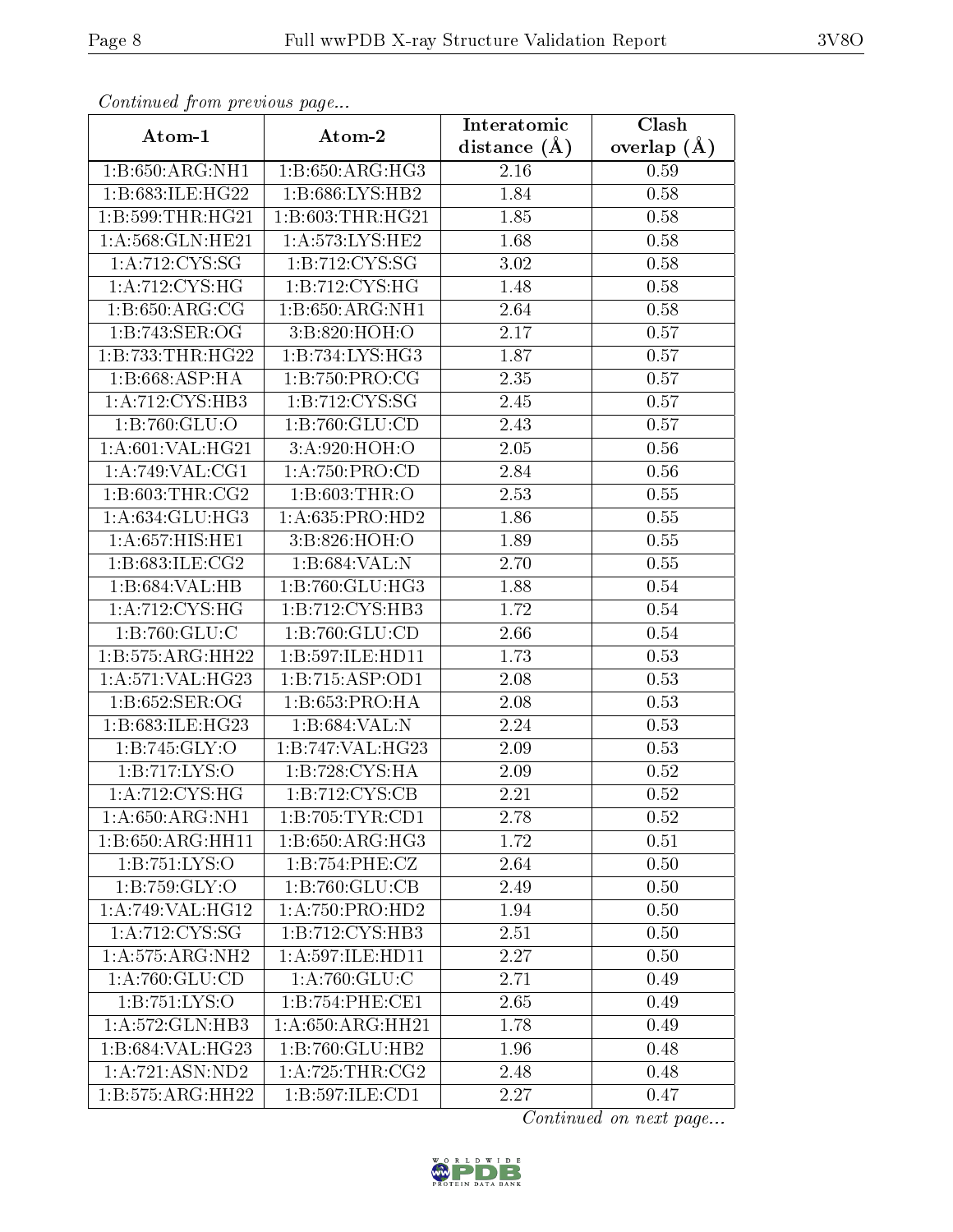*Continued from previous page...*

| Atom-1 | Atom-2 | Interatomic distance (Å) | Clash overlap (Å) |
|---|---|---|---|
| 1:B:650:ARG:NH1 | 1:B:650:ARG:HG3 | 2.16 | 0.59 |
| 1:B:683:ILE:HG22 | 1:B:686:LYS:HB2 | 1.84 | 0.58 |
| 1:B:599:THR:HG21 | 1:B:603:THR:HG21 | 1.85 | 0.58 |
| 1:A:568:GLN:HE21 | 1:A:573:LYS:HE2 | 1.68 | 0.58 |
| 1:A:712:CYS:SG | 1:B:712:CYS:SG | 3.02 | 0.58 |
| 1:A:712:CYS:HG | 1:B:712:CYS:HG | 1.48 | 0.58 |
| 1:B:650:ARG:CG | 1:B:650:ARG:NH1 | 2.64 | 0.58 |
| 1:B:743:SER:OG | 3:B:820:HOH:O | 2.17 | 0.57 |
| 1:B:733:THR:HG22 | 1:B:734:LYS:HG3 | 1.87 | 0.57 |
| 1:B:668:ASP:HA | 1:B:750:PRO:CG | 2.35 | 0.57 |
| 1:A:712:CYS:HB3 | 1:B:712:CYS:SG | 2.45 | 0.57 |
| 1:B:760:GLU:O | 1:B:760:GLU:CD | 2.43 | 0.57 |
| 1:A:601:VAL:HG21 | 3:A:920:HOH:O | 2.05 | 0.56 |
| 1:A:749:VAL:CG1 | 1:A:750:PRO:CD | 2.84 | 0.56 |
| 1:B:603:THR:CG2 | 1:B:603:THR:O | 2.53 | 0.55 |
| 1:A:634:GLU:HG3 | 1:A:635:PRO:HD2 | 1.86 | 0.55 |
| 1:A:657:HIS:HE1 | 3:B:826:HOH:O | 1.89 | 0.55 |
| 1:B:683:ILE:CG2 | 1:B:684:VAL:N | 2.70 | 0.55 |
| 1:B:684:VAL:HB | 1:B:760:GLU:HG3 | 1.88 | 0.54 |
| 1:A:712:CYS:HG | 1:B:712:CYS:HB3 | 1.72 | 0.54 |
| 1:B:760:GLU:C | 1:B:760:GLU:CD | 2.66 | 0.54 |
| 1:B:575:ARG:HH22 | 1:B:597:ILE:HD11 | 1.73 | 0.53 |
| 1:A:571:VAL:HG23 | 1:B:715:ASP:OD1 | 2.08 | 0.53 |
| 1:B:652:SER:OG | 1:B:653:PRO:HA | 2.08 | 0.53 |
| 1:B:683:ILE:HG23 | 1:B:684:VAL:N | 2.24 | 0.53 |
| 1:B:745:GLY:O | 1:B:747:VAL:HG23 | 2.09 | 0.53 |
| 1:B:717:LYS:O | 1:B:728:CYS:HA | 2.09 | 0.52 |
| 1:A:712:CYS:HG | 1:B:712:CYS:CB | 2.21 | 0.52 |
| 1:A:650:ARG:NH1 | 1:B:705:TYR:CD1 | 2.78 | 0.52 |
| 1:B:650:ARG:HH11 | 1:B:650:ARG:HG3 | 1.72 | 0.51 |
| 1:B:751:LYS:O | 1:B:754:PHE:CZ | 2.64 | 0.50 |
| 1:B:759:GLY:O | 1:B:760:GLU:CB | 2.49 | 0.50 |
| 1:A:749:VAL:HG12 | 1:A:750:PRO:HD2 | 1.94 | 0.50 |
| 1:A:712:CYS:SG | 1:B:712:CYS:HB3 | 2.51 | 0.50 |
| 1:A:575:ARG:NH2 | 1:A:597:ILE:HD11 | 2.27 | 0.50 |
| 1:A:760:GLU:CD | 1:A:760:GLU:C | 2.71 | 0.49 |
| 1:B:751:LYS:O | 1:B:754:PHE:CE1 | 2.65 | 0.49 |
| 1:A:572:GLN:HB3 | 1:A:650:ARG:HH21 | 1.78 | 0.49 |
| 1:B:684:VAL:HG23 | 1:B:760:GLU:HB2 | 1.96 | 0.48 |
| 1:A:721:ASN:ND2 | 1:A:725:THR:CG2 | 2.48 | 0.48 |
| 1:B:575:ARG:HH22 | 1:B:597:ILE:CD1 | 2.27 | 0.47 |

*Continued on next page...*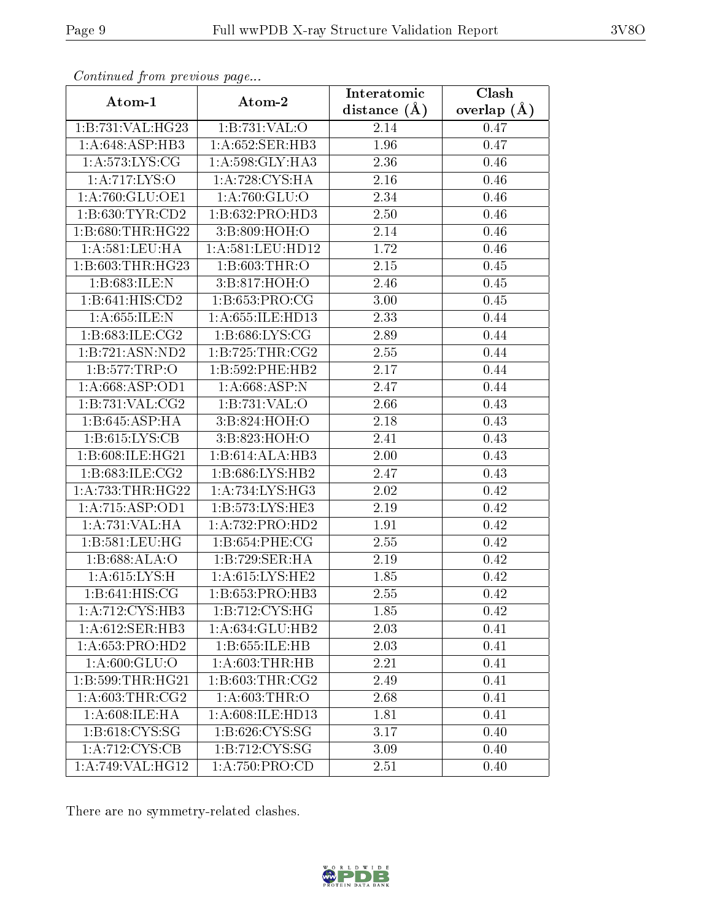*Continued from previous page...*

| Atom-1 | Atom-2 | Interatomic distance (Å) | Clash overlap (Å) |
|---|---|---|---|
| 1:B:731:VAL:HG23 | 1:B:731:VAL:O | 2.14 | 0.47 |
| 1:A:648:ASP:HB3 | 1:A:652:SER:HB3 | 1.96 | 0.47 |
| 1:A:573:LYS:CG | 1:A:598:GLY:HA3 | 2.36 | 0.46 |
| 1:A:717:LYS:O | 1:A:728:CYS:HA | 2.16 | 0.46 |
| 1:A:760:GLU:OE1 | 1:A:760:GLU:O | 2.34 | 0.46 |
| 1:B:630:TYR:CD2 | 1:B:632:PRO:HD3 | 2.50 | 0.46 |
| 1:B:680:THR:HG22 | 3:B:809:HOH:O | 2.14 | 0.46 |
| 1:A:581:LEU:HA | 1:A:581:LEU:HD12 | 1.72 | 0.46 |
| 1:B:603:THR:HG23 | 1:B:603:THR:O | 2.15 | 0.45 |
| 1:B:683:ILE:N | 3:B:817:HOH:O | 2.46 | 0.45 |
| 1:B:641:HIS:CD2 | 1:B:653:PRO:CG | 3.00 | 0.45 |
| 1:A:655:ILE:N | 1:A:655:ILE:HD13 | 2.33 | 0.44 |
| 1:B:683:ILE:CG2 | 1:B:686:LYS:CG | 2.89 | 0.44 |
| 1:B:721:ASN:ND2 | 1:B:725:THR:CG2 | 2.55 | 0.44 |
| 1:B:577:TRP:O | 1:B:592:PHE:HB2 | 2.17 | 0.44 |
| 1:A:668:ASP:OD1 | 1:A:668:ASP:N | 2.47 | 0.44 |
| 1:B:731:VAL:CG2 | 1:B:731:VAL:O | 2.66 | 0.43 |
| 1:B:645:ASP:HA | 3:B:824:HOH:O | 2.18 | 0.43 |
| 1:B:615:LYS:CB | 3:B:823:HOH:O | 2.41 | 0.43 |
| 1:B:608:ILE:HG21 | 1:B:614:ALA:HB3 | 2.00 | 0.43 |
| 1:B:683:ILE:CG2 | 1:B:686:LYS:HB2 | 2.47 | 0.43 |
| 1:A:733:THR:HG22 | 1:A:734:LYS:HG3 | 2.02 | 0.42 |
| 1:A:715:ASP:OD1 | 1:B:573:LYS:HE3 | 2.19 | 0.42 |
| 1:A:731:VAL:HA | 1:A:732:PRO:HD2 | 1.91 | 0.42 |
| 1:B:581:LEU:HG | 1:B:654:PHE:CG | 2.55 | 0.42 |
| 1:B:688:ALA:O | 1:B:729:SER:HA | 2.19 | 0.42 |
| 1:A:615:LYS:H | 1:A:615:LYS:HE2 | 1.85 | 0.42 |
| 1:B:641:HIS:CG | 1:B:653:PRO:HB3 | 2.55 | 0.42 |
| 1:A:712:CYS:HB3 | 1:B:712:CYS:HG | 1.85 | 0.42 |
| 1:A:612:SER:HB3 | 1:A:634:GLU:HB2 | 2.03 | 0.41 |
| 1:A:653:PRO:HD2 | 1:B:655:ILE:HB | 2.03 | 0.41 |
| 1:A:600:GLU:O | 1:A:603:THR:HB | 2.21 | 0.41 |
| 1:B:599:THR:HG21 | 1:B:603:THR:CG2 | 2.49 | 0.41 |
| 1:A:603:THR:CG2 | 1:A:603:THR:O | 2.68 | 0.41 |
| 1:A:608:ILE:HA | 1:A:608:ILE:HD13 | 1.81 | 0.41 |
| 1:B:618:CYS:SG | 1:B:626:CYS:SG | 3.17 | 0.40 |
| 1:A:712:CYS:CB | 1:B:712:CYS:SG | 3.09 | 0.40 |
| 1:A:749:VAL:HG12 | 1:A:750:PRO:CD | 2.51 | 0.40 |

There are no symmetry-related clashes.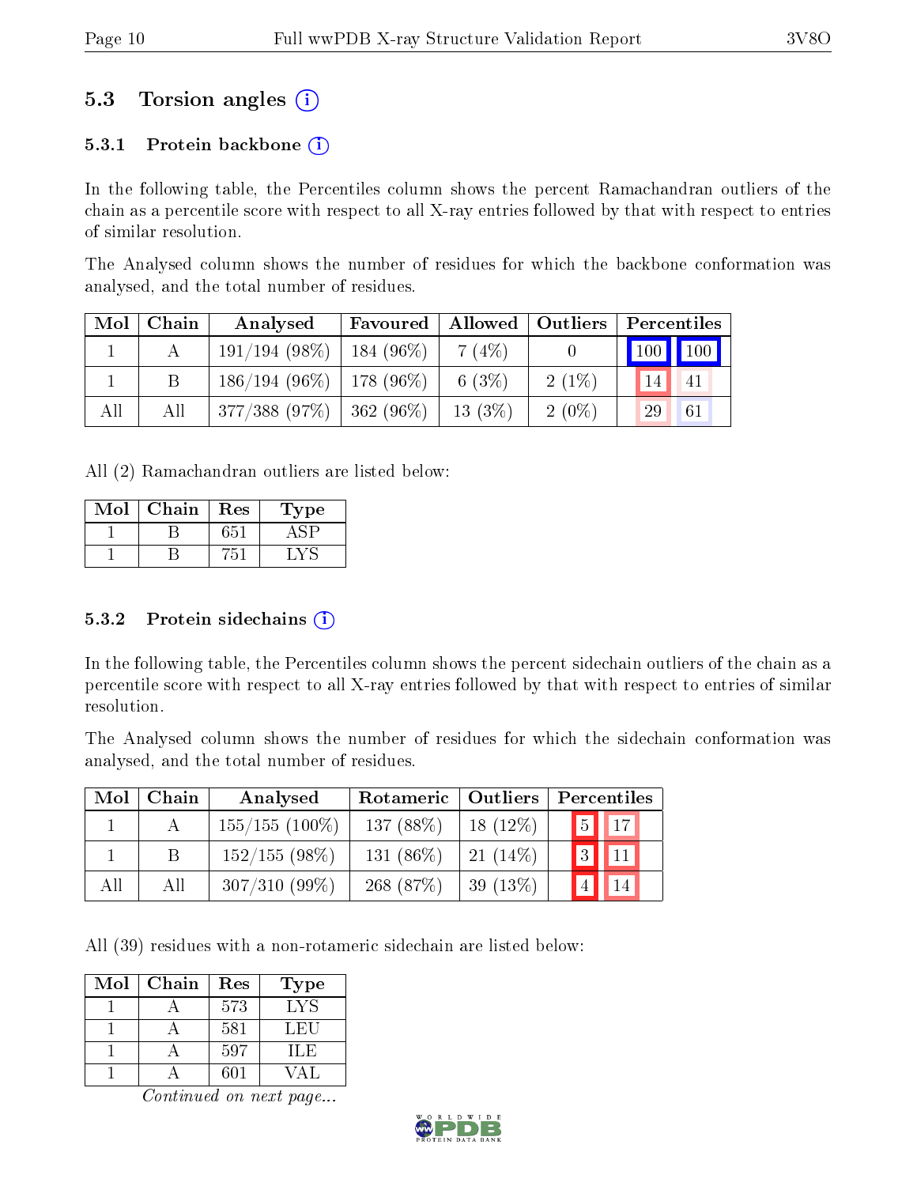## 5.3 Torsion angles (i)

### 5.3.1 Protein backbone (i)

In the following table, the Percentiles column shows the percent Ramachandran outliers of the chain as a percentile score with respect to all X-ray entries followed by that with respect to entries of similar resolution.

The Analysed column shows the number of residues for which the backbone conformation was analysed, and the total number of residues.

| Mol | Chain | Analysed | Favoured | Allowed | Outliers | Percentiles | |
|---|---|---|---|---|---|---|---|
| 1 | A | 191/194 (98%) | 184 (96%) | 7 (4%) | 0 | 100 | 100 |
| 1 | B | 186/194 (96%) | 178 (96%) | 6 (3%) | 2 (1%) | 14 | 41 |
| All | All | 377/388 (97%) | 362 (96%) | 13 (3%) | 2 (0%) | 29 | 61 |

All (2) Ramachandran outliers are listed below:

| Mol | Chain | Res | Type |
|---|---|---|---|
| 1 | B | 651 | ASP |
| 1 | B | 751 | LYS |

### 5.3.2 Protein sidechains (i)

In the following table, the Percentiles column shows the percent sidechain outliers of the chain as a percentile score with respect to all X-ray entries followed by that with respect to entries of similar resolution.

The Analysed column shows the number of residues for which the sidechain conformation was analysed, and the total number of residues.

| Mol | Chain | Analysed | Rotameric | Outliers | Percentiles | |
|---|---|---|---|---|---|---|
| 1 | A | 155/155 (100%) | 137 (88%) | 18 (12%) | 5 | 17 |
| 1 | B | 152/155 (98%) | 131 (86%) | 21 (14%) | 3 | 11 |
| All | All | 307/310 (99%) | 268 (87%) | 39 (13%) | 4 | 14 |

All (39) residues with a non-rotameric sidechain are listed below:

| Mol | Chain | Res | Type |
|---|---|---|---|
| 1 | A | 573 | LYS |
| 1 | A | 581 | LEU |
| 1 | A | 597 | ILE |
| 1 | A | 601 | VAL |

*Continued on next page...*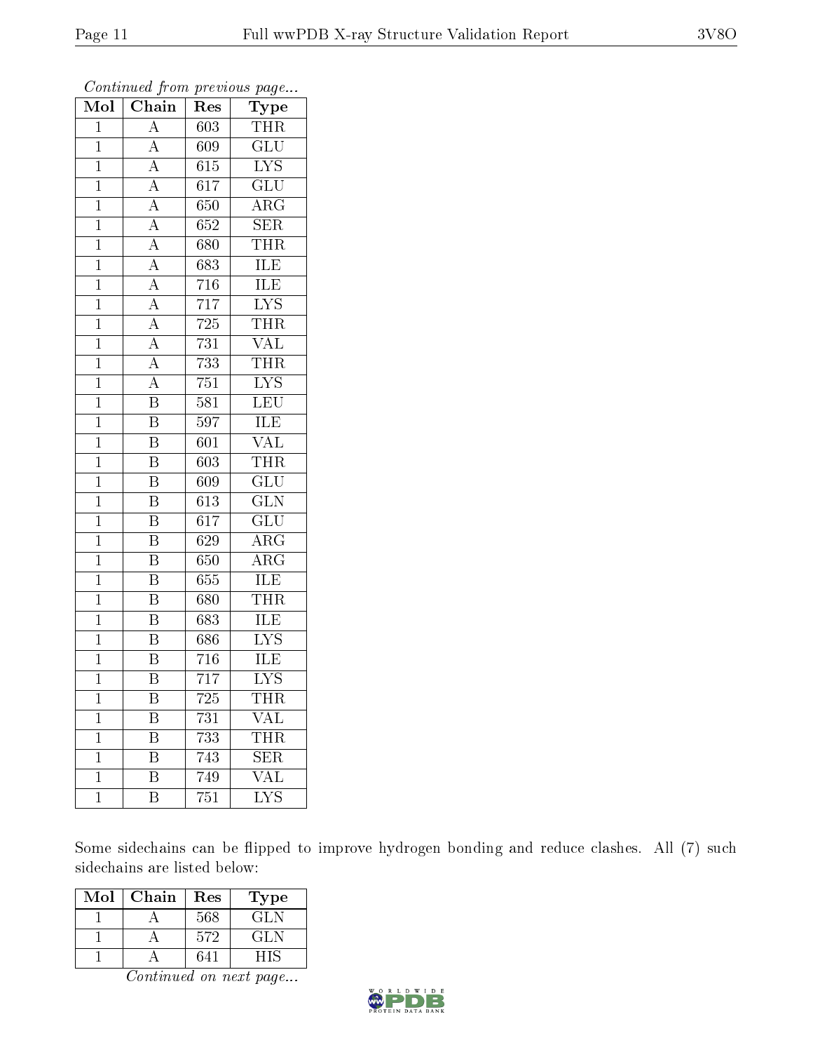*Continued from previous page...*

| Mol | Chain | Res | Type |
|---|---|---|---|
| 1 | A | 603 | THR |
| 1 | A | 609 | GLU |
| 1 | A | 615 | LYS |
| 1 | A | 617 | GLU |
| 1 | A | 650 | ARG |
| 1 | A | 652 | SER |
| 1 | A | 680 | THR |
| 1 | A | 683 | ILE |
| 1 | A | 716 | ILE |
| 1 | A | 717 | LYS |
| 1 | A | 725 | THR |
| 1 | A | 731 | VAL |
| 1 | A | 733 | THR |
| 1 | A | 751 | LYS |
| 1 | B | 581 | LEU |
| 1 | B | 597 | ILE |
| 1 | B | 601 | VAL |
| 1 | B | 603 | THR |
| 1 | B | 609 | GLU |
| 1 | B | 613 | GLN |
| 1 | B | 617 | GLU |
| 1 | B | 629 | ARG |
| 1 | B | 650 | ARG |
| 1 | B | 655 | ILE |
| 1 | B | 680 | THR |
| 1 | B | 683 | ILE |
| 1 | B | 686 | LYS |
| 1 | B | 716 | ILE |
| 1 | B | 717 | LYS |
| 1 | B | 725 | THR |
| 1 | B | 731 | VAL |
| 1 | B | 733 | THR |
| 1 | B | 743 | SER |
| 1 | B | 749 | VAL |
| 1 | B | 751 | LYS |

Some sidechains can be flipped to improve hydrogen bonding and reduce clashes. All (7) such sidechains are listed below:

| Mol | Chain | Res | Type |
|---|---|---|---|
| 1 | A | 568 | GLN |
| 1 | A | 572 | GLN |
| 1 | A | 641 | HIS |

*Continued on next page...*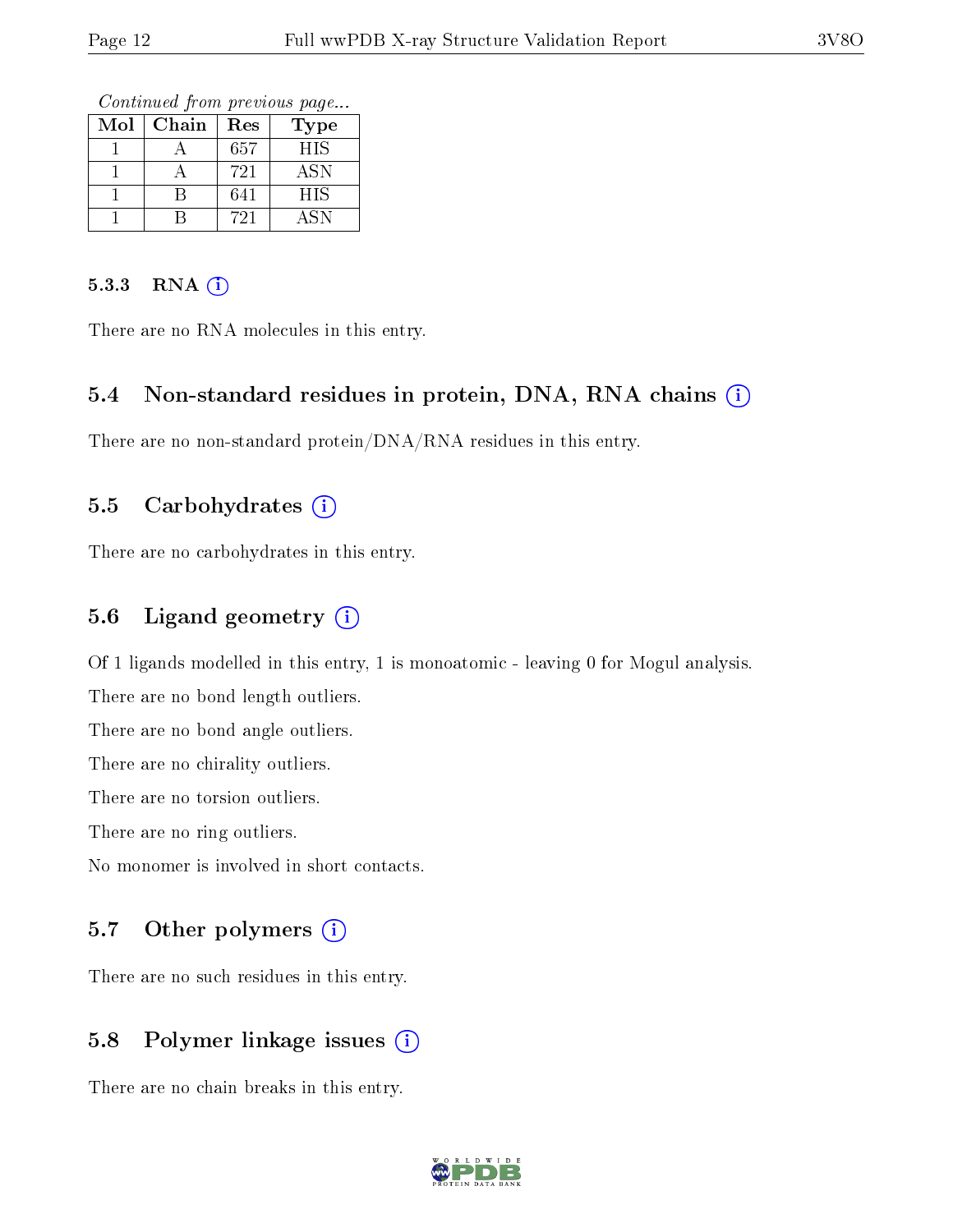*Continued from previous page...*

| Mol | Chain | Res | Type |
|---|---|---|---|
| 1 | A | 657 | HIS |
| 1 | A | 721 | ASN |
| 1 | B | 641 | HIS |
| 1 | B | 721 | ASN |

#### 5.3.3 RNA

There are no RNA molecules in this entry.

### 5.4 Non-standard residues in protein, DNA, RNA chains

There are no non-standard protein/DNA/RNA residues in this entry.

### 5.5 Carbohydrates

There are no carbohydrates in this entry.

### 5.6 Ligand geometry

Of 1 ligands modelled in this entry, 1 is monoatomic - leaving 0 for Mogul analysis.

There are no bond length outliers.

There are no bond angle outliers.

There are no chirality outliers.

There are no torsion outliers.

There are no ring outliers.

No monomer is involved in short contacts.

### 5.7 Other polymers

There are no such residues in this entry.

### 5.8 Polymer linkage issues

There are no chain breaks in this entry.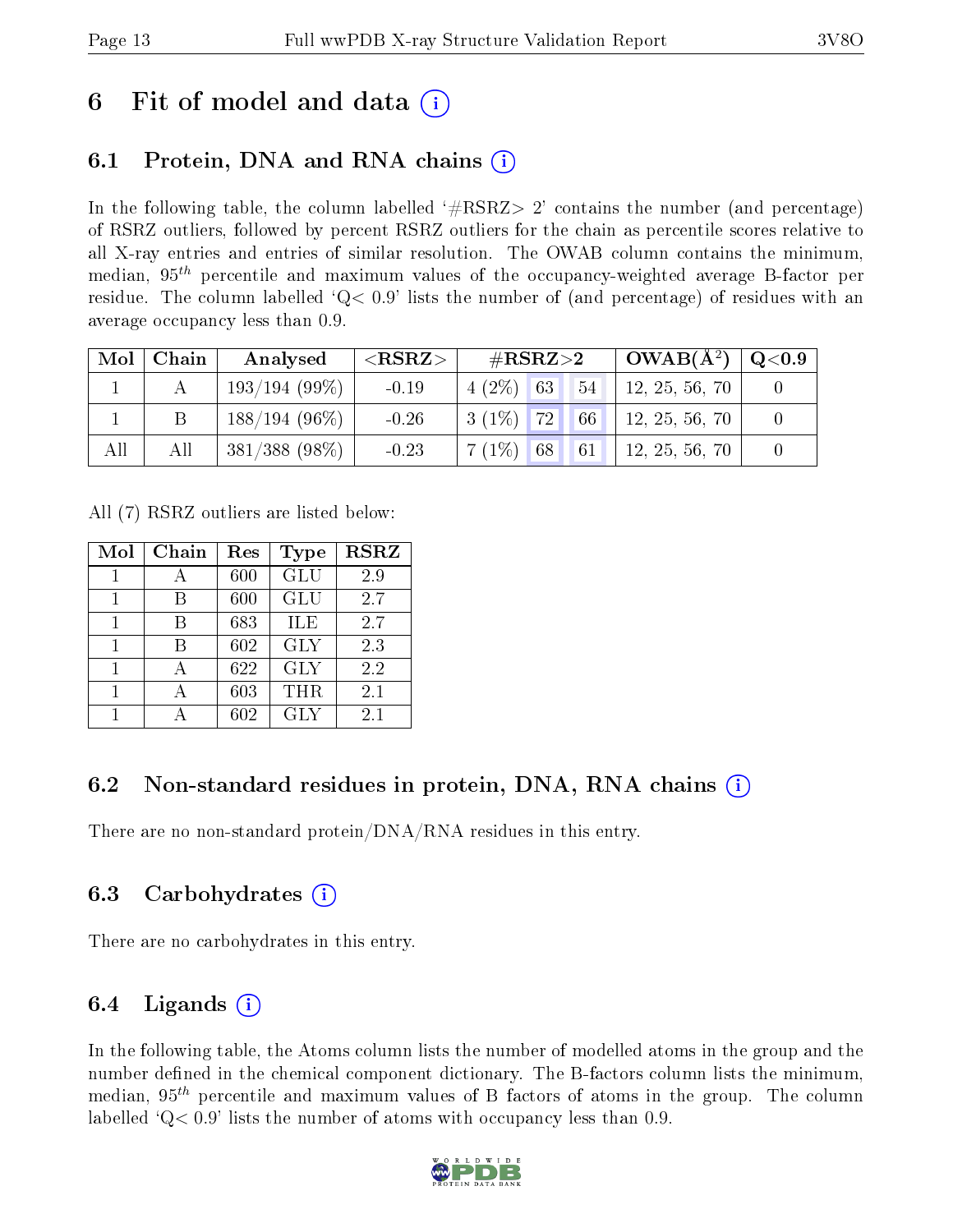# 6 Fit of model and data

## 6.1 Protein, DNA and RNA chains

In the following table, the column labelled '#RSRZ> 2' contains the number (and percentage) of RSRZ outliers, followed by percent RSRZ outliers for the chain as percentile scores relative to all X-ray entries and entries of similar resolution. The OWAB column contains the minimum, median, $95^{th}$ percentile and maximum values of the occupancy-weighted average B-factor per residue. The column labelled 'Q< 0.9' lists the number of (and percentage) of residues with an average occupancy less than 0.9.

| Mol | Chain | Analysed | <RSRZ> | #RSRZ>2 | | | OWAB(Å$^2$) | Q<0.9 |
|---|---|---|---|---|---|---|---|---|
| 1 | A | 193/194 (99%) | -0.19 | 4 (2%) | 63 | 54 | 12, 25, 56, 70 | 0 |
| 1 | B | 188/194 (96%) | -0.26 | 3 (1%) | 72 | 66 | 12, 25, 56, 70 | 0 |
| All | All | 381/388 (98%) | -0.23 | 7 (1%) | 68 | 61 | 12, 25, 56, 70 | 0 |

All (7) RSRZ outliers are listed below:

| Mol | Chain | Res | Type | RSRZ |
|---|---|---|---|---|
| 1 | A | 600 | GLU | 2.9 |
| 1 | B | 600 | GLU | 2.7 |
| 1 | B | 683 | ILE | 2.7 |
| 1 | B | 602 | GLY | 2.3 |
| 1 | A | 622 | GLY | 2.2 |
| 1 | A | 603 | THR | 2.1 |
| 1 | A | 602 | GLY | 2.1 |

## 6.2 Non-standard residues in protein, DNA, RNA chains

There are no non-standard protein/DNA/RNA residues in this entry.

## 6.3 Carbohydrates

There are no carbohydrates in this entry.

## 6.4 Ligands

In the following table, the Atoms column lists the number of modelled atoms in the group and the number defined in the chemical component dictionary. The B-factors column lists the minimum, median, $95^{th}$ percentile and maximum values of B factors of atoms in the group. The column labelled 'Q< 0.9' lists the number of atoms with occupancy less than 0.9.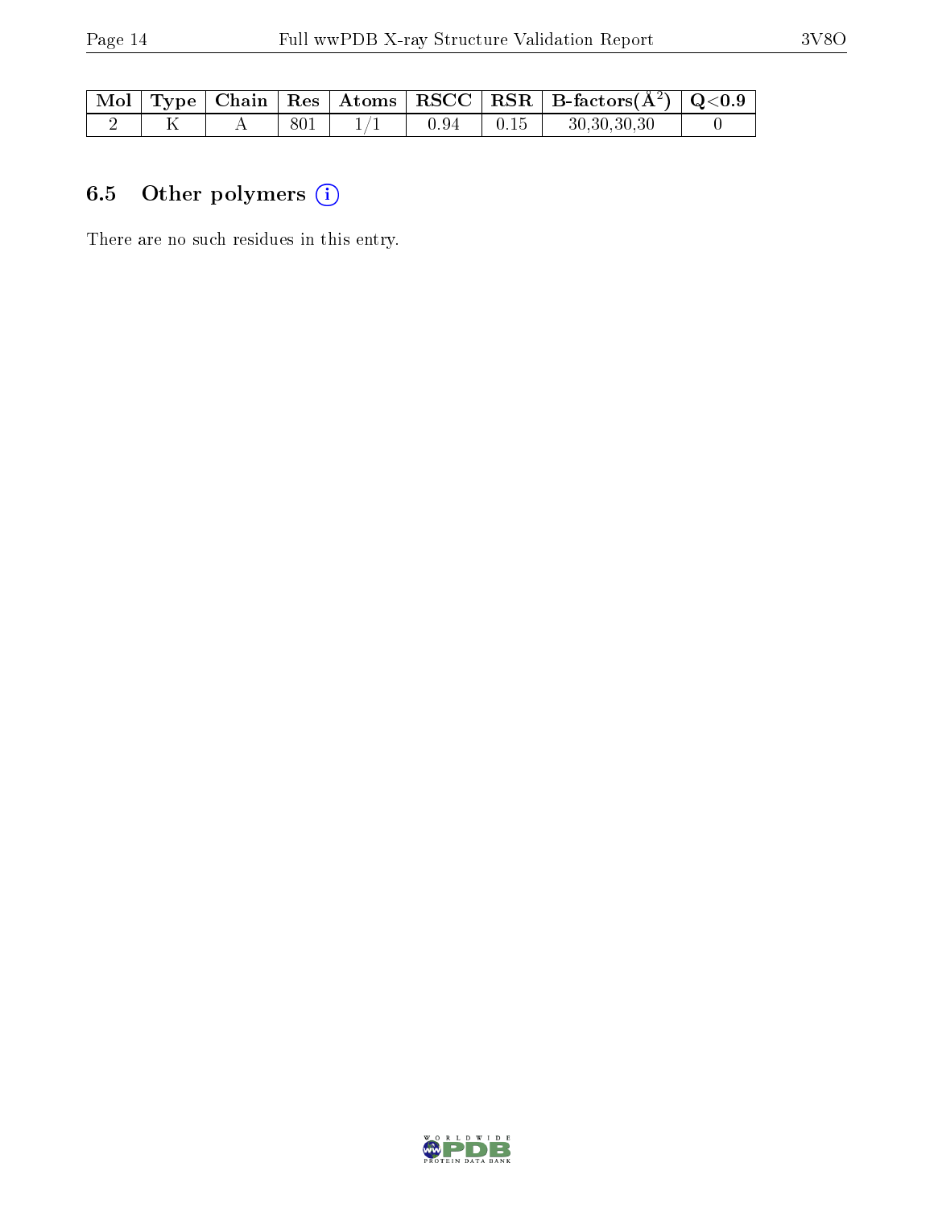| Mol | Type | Chain | Res | Atoms | RSCC | RSR | B-factors($Å^2$) | Q<0.9 |
|---|---|---|---|---|---|---|---|---|
| 2 | K | A | 801 | 1/1 | 0.94 | 0.15 | 30,30,30,30 | 0 |

## 6.5 Other polymers (i)

There are no such residues in this entry.